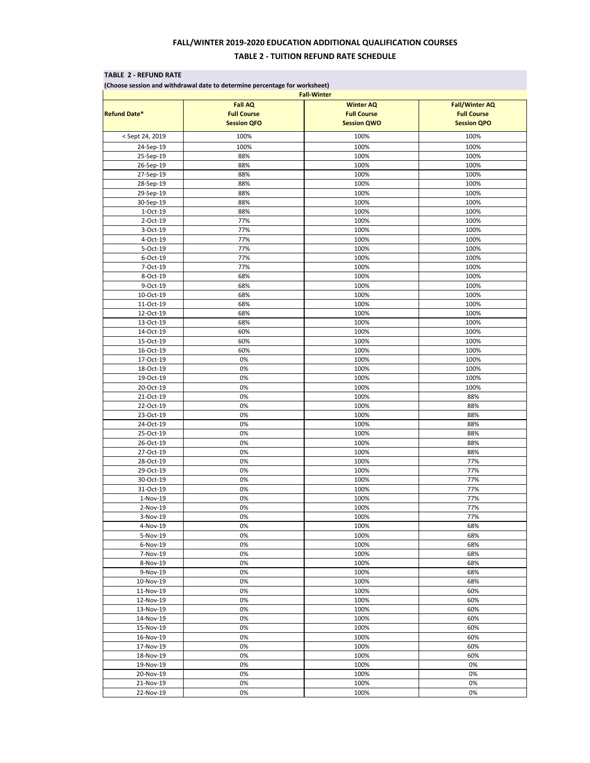# FALL/WINTER 2019-2020 EDUCATION ADDITIONAL QUALIFICATION COURSES

## TABLE 2 - TUITION REFUND RATE SCHEDULE

**TABLE 2 - REFUND RATE**

**(Choose session and withdrawal date to determine percentage for worksheet)**

| | Fall-Winter | | |
|---|---|---|---|
| **Refund Date*** | **Fall AQ Full Course Session QFO** | **Winter AQ Full Course Session QWO** | **Fall/Winter AQ Full Course Session QPO** |
| < Sept 24, 2019 | 100% | 100% | 100% |
| 24-Sep-19 | 100% | 100% | 100% |
| 25-Sep-19 | 88% | 100% | 100% |
| 26-Sep-19 | 88% | 100% | 100% |
| 27-Sep-19 | 88% | 100% | 100% |
| 28-Sep-19 | 88% | 100% | 100% |
| 29-Sep-19 | 88% | 100% | 100% |
| 30-Sep-19 | 88% | 100% | 100% |
| 1-Oct-19 | 88% | 100% | 100% |
| 2-Oct-19 | 77% | 100% | 100% |
| 3-Oct-19 | 77% | 100% | 100% |
| 4-Oct-19 | 77% | 100% | 100% |
| 5-Oct-19 | 77% | 100% | 100% |
| 6-Oct-19 | 77% | 100% | 100% |
| 7-Oct-19 | 77% | 100% | 100% |
| 8-Oct-19 | 68% | 100% | 100% |
| 9-Oct-19 | 68% | 100% | 100% |
| 10-Oct-19 | 68% | 100% | 100% |
| 11-Oct-19 | 68% | 100% | 100% |
| 12-Oct-19 | 68% | 100% | 100% |
| 13-Oct-19 | 68% | 100% | 100% |
| 14-Oct-19 | 60% | 100% | 100% |
| 15-Oct-19 | 60% | 100% | 100% |
| 16-Oct-19 | 60% | 100% | 100% |
| 17-Oct-19 | 0% | 100% | 100% |
| 18-Oct-19 | 0% | 100% | 100% |
| 19-Oct-19 | 0% | 100% | 100% |
| 20-Oct-19 | 0% | 100% | 100% |
| 21-Oct-19 | 0% | 100% | 88% |
| 22-Oct-19 | 0% | 100% | 88% |
| 23-Oct-19 | 0% | 100% | 88% |
| 24-Oct-19 | 0% | 100% | 88% |
| 25-Oct-19 | 0% | 100% | 88% |
| 26-Oct-19 | 0% | 100% | 88% |
| 27-Oct-19 | 0% | 100% | 88% |
| 28-Oct-19 | 0% | 100% | 77% |
| 29-Oct-19 | 0% | 100% | 77% |
| 30-Oct-19 | 0% | 100% | 77% |
| 31-Oct-19 | 0% | 100% | 77% |
| 1-Nov-19 | 0% | 100% | 77% |
| 2-Nov-19 | 0% | 100% | 77% |
| 3-Nov-19 | 0% | 100% | 77% |
| 4-Nov-19 | 0% | 100% | 68% |
| 5-Nov-19 | 0% | 100% | 68% |
| 6-Nov-19 | 0% | 100% | 68% |
| 7-Nov-19 | 0% | 100% | 68% |
| 8-Nov-19 | 0% | 100% | 68% |
| 9-Nov-19 | 0% | 100% | 68% |
| 10-Nov-19 | 0% | 100% | 68% |
| 11-Nov-19 | 0% | 100% | 60% |
| 12-Nov-19 | 0% | 100% | 60% |
| 13-Nov-19 | 0% | 100% | 60% |
| 14-Nov-19 | 0% | 100% | 60% |
| 15-Nov-19 | 0% | 100% | 60% |
| 16-Nov-19 | 0% | 100% | 60% |
| 17-Nov-19 | 0% | 100% | 60% |
| 18-Nov-19 | 0% | 100% | 60% |
| 19-Nov-19 | 0% | 100% | 0% |
| 20-Nov-19 | 0% | 100% | 0% |
| 21-Nov-19 | 0% | 100% | 0% |
| 22-Nov-19 | 0% | 100% | 0% |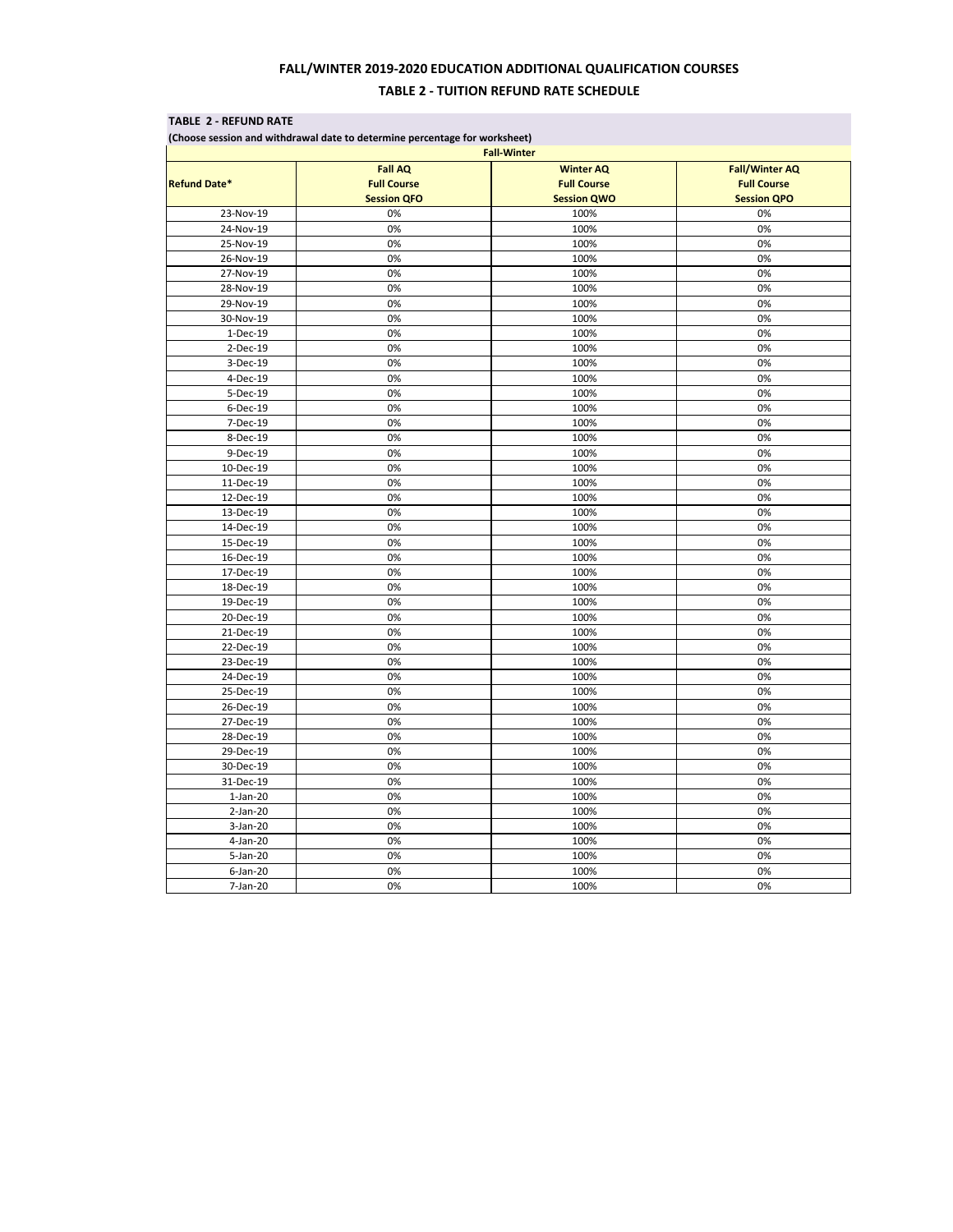## FALL/WINTER 2019-2020 EDUCATION ADDITIONAL QUALIFICATION COURSES

## TABLE 2 - TUITION REFUND RATE SCHEDULE

**TABLE 2 - REFUND RATE**

**(Choose session and withdrawal date to determine percentage for worksheet)**

| | Fall-Winter | | |
|---|---|---|---|
| **Refund Date*** | **Fall AQ Full Course Session QFO** | **Winter AQ Full Course Session QWO** | **Fall/Winter AQ Full Course Session QPO** |
| 23-Nov-19 | 0% | 100% | 0% |
| 24-Nov-19 | 0% | 100% | 0% |
| 25-Nov-19 | 0% | 100% | 0% |
| 26-Nov-19 | 0% | 100% | 0% |
| 27-Nov-19 | 0% | 100% | 0% |
| 28-Nov-19 | 0% | 100% | 0% |
| 29-Nov-19 | 0% | 100% | 0% |
| 30-Nov-19 | 0% | 100% | 0% |
| 1-Dec-19 | 0% | 100% | 0% |
| 2-Dec-19 | 0% | 100% | 0% |
| 3-Dec-19 | 0% | 100% | 0% |
| 4-Dec-19 | 0% | 100% | 0% |
| 5-Dec-19 | 0% | 100% | 0% |
| 6-Dec-19 | 0% | 100% | 0% |
| 7-Dec-19 | 0% | 100% | 0% |
| 8-Dec-19 | 0% | 100% | 0% |
| 9-Dec-19 | 0% | 100% | 0% |
| 10-Dec-19 | 0% | 100% | 0% |
| 11-Dec-19 | 0% | 100% | 0% |
| 12-Dec-19 | 0% | 100% | 0% |
| 13-Dec-19 | 0% | 100% | 0% |
| 14-Dec-19 | 0% | 100% | 0% |
| 15-Dec-19 | 0% | 100% | 0% |
| 16-Dec-19 | 0% | 100% | 0% |
| 17-Dec-19 | 0% | 100% | 0% |
| 18-Dec-19 | 0% | 100% | 0% |
| 19-Dec-19 | 0% | 100% | 0% |
| 20-Dec-19 | 0% | 100% | 0% |
| 21-Dec-19 | 0% | 100% | 0% |
| 22-Dec-19 | 0% | 100% | 0% |
| 23-Dec-19 | 0% | 100% | 0% |
| 24-Dec-19 | 0% | 100% | 0% |
| 25-Dec-19 | 0% | 100% | 0% |
| 26-Dec-19 | 0% | 100% | 0% |
| 27-Dec-19 | 0% | 100% | 0% |
| 28-Dec-19 | 0% | 100% | 0% |
| 29-Dec-19 | 0% | 100% | 0% |
| 30-Dec-19 | 0% | 100% | 0% |
| 31-Dec-19 | 0% | 100% | 0% |
| 1-Jan-20 | 0% | 100% | 0% |
| 2-Jan-20 | 0% | 100% | 0% |
| 3-Jan-20 | 0% | 100% | 0% |
| 4-Jan-20 | 0% | 100% | 0% |
| 5-Jan-20 | 0% | 100% | 0% |
| 6-Jan-20 | 0% | 100% | 0% |
| 7-Jan-20 | 0% | 100% | 0% |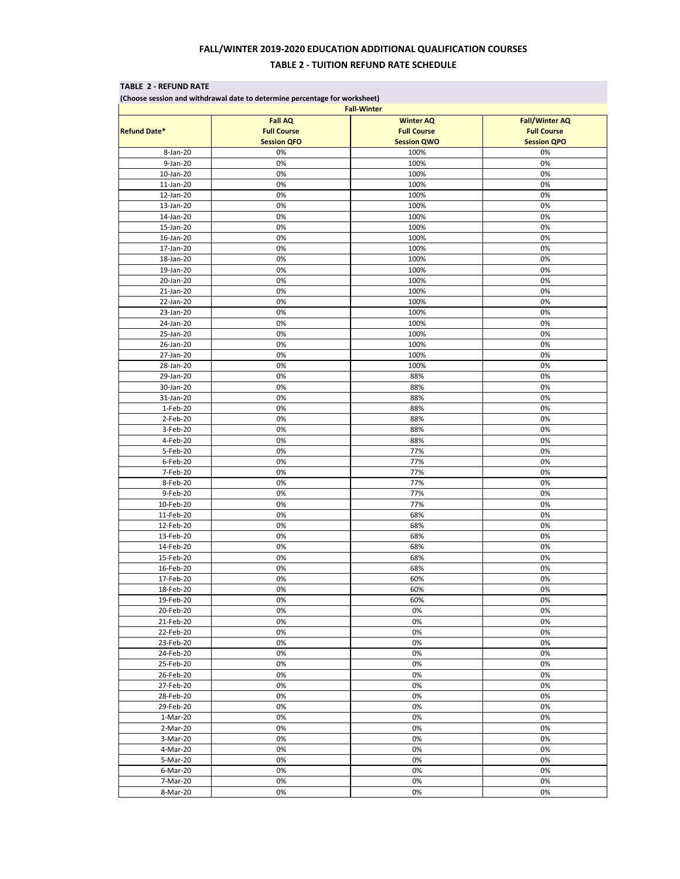## FALL/WINTER 2019-2020 EDUCATION ADDITIONAL QUALIFICATION COURSES

## TABLE 2 - TUITION REFUND RATE SCHEDULE

**TABLE 2 - REFUND RATE**

**(Choose session and withdrawal date to determine percentage for worksheet)**

| | Fall-Winter | | |
|---|---|---|---|
| **Refund Date*** | **Fall AQ Full Course Session QFO** | **Winter AQ Full Course Session QWO** | **Fall/Winter AQ Full Course Session QPO** |
| 8-Jan-20 | 0% | 100% | 0% |
| 9-Jan-20 | 0% | 100% | 0% |
| 10-Jan-20 | 0% | 100% | 0% |
| 11-Jan-20 | 0% | 100% | 0% |
| 12-Jan-20 | 0% | 100% | 0% |
| 13-Jan-20 | 0% | 100% | 0% |
| 14-Jan-20 | 0% | 100% | 0% |
| 15-Jan-20 | 0% | 100% | 0% |
| 16-Jan-20 | 0% | 100% | 0% |
| 17-Jan-20 | 0% | 100% | 0% |
| 18-Jan-20 | 0% | 100% | 0% |
| 19-Jan-20 | 0% | 100% | 0% |
| 20-Jan-20 | 0% | 100% | 0% |
| 21-Jan-20 | 0% | 100% | 0% |
| 22-Jan-20 | 0% | 100% | 0% |
| 23-Jan-20 | 0% | 100% | 0% |
| 24-Jan-20 | 0% | 100% | 0% |
| 25-Jan-20 | 0% | 100% | 0% |
| 26-Jan-20 | 0% | 100% | 0% |
| 27-Jan-20 | 0% | 100% | 0% |
| 28-Jan-20 | 0% | 100% | 0% |
| 29-Jan-20 | 0% | 88% | 0% |
| 30-Jan-20 | 0% | 88% | 0% |
| 31-Jan-20 | 0% | 88% | 0% |
| 1-Feb-20 | 0% | 88% | 0% |
| 2-Feb-20 | 0% | 88% | 0% |
| 3-Feb-20 | 0% | 88% | 0% |
| 4-Feb-20 | 0% | 88% | 0% |
| 5-Feb-20 | 0% | 77% | 0% |
| 6-Feb-20 | 0% | 77% | 0% |
| 7-Feb-20 | 0% | 77% | 0% |
| 8-Feb-20 | 0% | 77% | 0% |
| 9-Feb-20 | 0% | 77% | 0% |
| 10-Feb-20 | 0% | 77% | 0% |
| 11-Feb-20 | 0% | 68% | 0% |
| 12-Feb-20 | 0% | 68% | 0% |
| 13-Feb-20 | 0% | 68% | 0% |
| 14-Feb-20 | 0% | 68% | 0% |
| 15-Feb-20 | 0% | 68% | 0% |
| 16-Feb-20 | 0% | 68% | 0% |
| 17-Feb-20 | 0% | 60% | 0% |
| 18-Feb-20 | 0% | 60% | 0% |
| 19-Feb-20 | 0% | 60% | 0% |
| 20-Feb-20 | 0% | 0% | 0% |
| 21-Feb-20 | 0% | 0% | 0% |
| 22-Feb-20 | 0% | 0% | 0% |
| 23-Feb-20 | 0% | 0% | 0% |
| 24-Feb-20 | 0% | 0% | 0% |
| 25-Feb-20 | 0% | 0% | 0% |
| 26-Feb-20 | 0% | 0% | 0% |
| 27-Feb-20 | 0% | 0% | 0% |
| 28-Feb-20 | 0% | 0% | 0% |
| 29-Feb-20 | 0% | 0% | 0% |
| 1-Mar-20 | 0% | 0% | 0% |
| 2-Mar-20 | 0% | 0% | 0% |
| 3-Mar-20 | 0% | 0% | 0% |
| 4-Mar-20 | 0% | 0% | 0% |
| 5-Mar-20 | 0% | 0% | 0% |
| 6-Mar-20 | 0% | 0% | 0% |
| 7-Mar-20 | 0% | 0% | 0% |
| 8-Mar-20 | 0% | 0% | 0% |